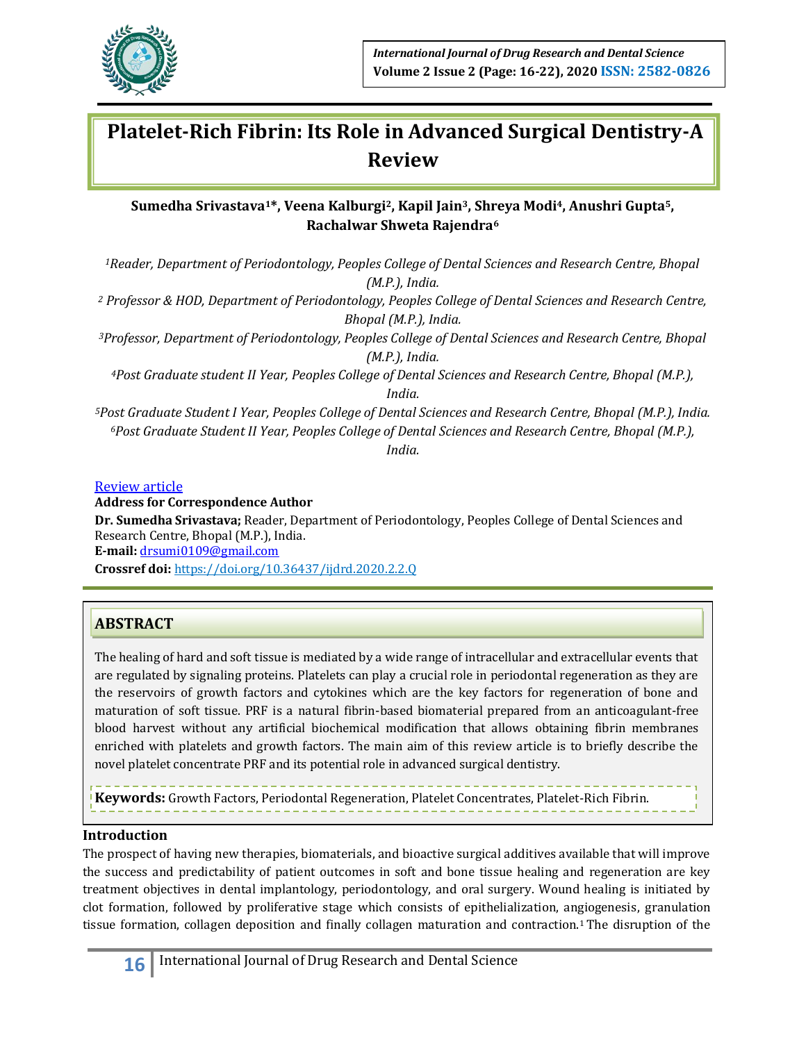# Platelet-Rich Fibrin: Its Role in Advanced Surgical Dentistry-A Review

**Sumedha Srivastava[1]*, Veena Kalburgi[2], Kapil Jain[3], Shreya Modi[4], Anushri Gupta[5], Rachalwar Shweta Rajendra[6]**

*[1]Reader, Department of Periodontology, Peoples College of Dental Sciences and Research Centre, Bhopal (M.P.), India.*

*[2] Professor & HOD, Department of Periodontology, Peoples College of Dental Sciences and Research Centre, Bhopal (M.P.), India.*

*[3]Professor, Department of Periodontology, Peoples College of Dental Sciences and Research Centre, Bhopal (M.P.), India.*

*[4]Post Graduate student II Year, Peoples College of Dental Sciences and Research Centre, Bhopal (M.P.), India.*

*[5]Post Graduate Student I Year, Peoples College of Dental Sciences and Research Centre, Bhopal (M.P.), India.*

*[6]Post Graduate Student II Year, Peoples College of Dental Sciences and Research Centre, Bhopal (M.P.), India.*

Review article

**Address for Correspondence Author**

**Dr. Sumedha Srivastava;** Reader, Department of Periodontology, Peoples College of Dental Sciences and Research Centre, Bhopal (M.P.), India.

**E-mail:** drsumi0109@gmail.com

**Crossref doi:** https://doi.org/10.36437/ijdrd.2020.2.2.Q

## ABSTRACT

The healing of hard and soft tissue is mediated by a wide range of intracellular and extracellular events that are regulated by signaling proteins. Platelets can play a crucial role in periodontal regeneration as they are the reservoirs of growth factors and cytokines which are the key factors for regeneration of bone and maturation of soft tissue. PRF is a natural fibrin-based biomaterial prepared from an anticoagulant-free blood harvest without any artificial biochemical modification that allows obtaining fibrin membranes enriched with platelets and growth factors. The main aim of this review article is to briefly describe the novel platelet concentrate PRF and its potential role in advanced surgical dentistry.

**Keywords:** Growth Factors, Periodontal Regeneration, Platelet Concentrates, Platelet-Rich Fibrin.

## Introduction

The prospect of having new therapies, biomaterials, and bioactive surgical additives available that will improve the success and predictability of patient outcomes in soft and bone tissue healing and regeneration are key treatment objectives in dental implantology, periodontology, and oral surgery. Wound healing is initiated by clot formation, followed by proliferative stage which consists of epithelialization, angiogenesis, granulation tissue formation, collagen deposition and finally collagen maturation and contraction.[1] The disruption of the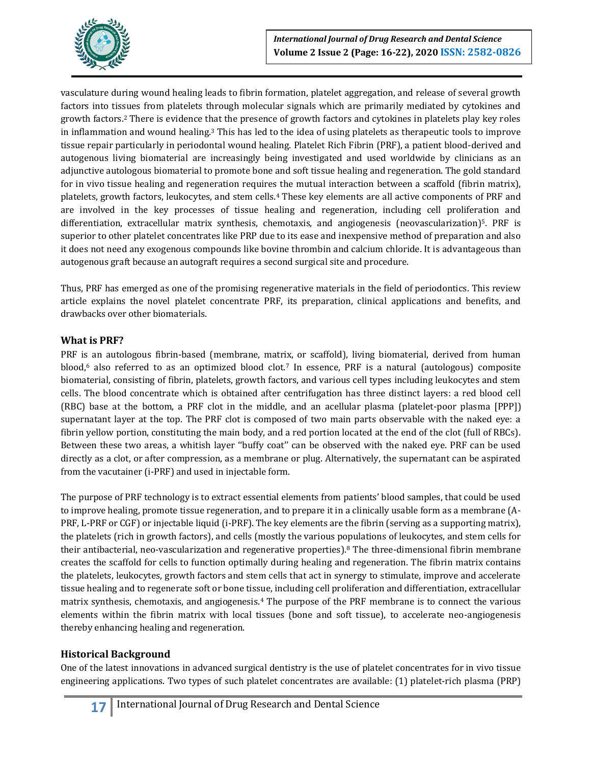vasculature during wound healing leads to fibrin formation, platelet aggregation, and release of several growth factors into tissues from platelets through molecular signals which are primarily mediated by cytokines and growth factors.[2] There is evidence that the presence of growth factors and cytokines in platelets play key roles in inflammation and wound healing.[3] This has led to the idea of using platelets as therapeutic tools to improve tissue repair particularly in periodontal wound healing. Platelet Rich Fibrin (PRF), a patient blood-derived and autogenous living biomaterial are increasingly being investigated and used worldwide by clinicians as an adjunctive autologous biomaterial to promote bone and soft tissue healing and regeneration. The gold standard for in vivo tissue healing and regeneration requires the mutual interaction between a scaffold (fibrin matrix), platelets, growth factors, leukocytes, and stem cells.[4] These key elements are all active components of PRF and are involved in the key processes of tissue healing and regeneration, including cell proliferation and differentiation, extracellular matrix synthesis, chemotaxis, and angiogenesis (neovascularization)[5]. PRF is superior to other platelet concentrates like PRP due to its ease and inexpensive method of preparation and also it does not need any exogenous compounds like bovine thrombin and calcium chloride. It is advantageous than autogenous graft because an autograft requires a second surgical site and procedure.

Thus, PRF has emerged as one of the promising regenerative materials in the field of periodontics. This review article explains the novel platelet concentrate PRF, its preparation, clinical applications and benefits, and drawbacks over other biomaterials.

## What is PRF?

PRF is an autologous fibrin-based (membrane, matrix, or scaffold), living biomaterial, derived from human blood,[6] also referred to as an optimized blood clot.[7] In essence, PRF is a natural (autologous) composite biomaterial, consisting of fibrin, platelets, growth factors, and various cell types including leukocytes and stem cells. The blood concentrate which is obtained after centrifugation has three distinct layers: a red blood cell (RBC) base at the bottom, a PRF clot in the middle, and an acellular plasma (platelet-poor plasma [PPP]) supernatant layer at the top. The PRF clot is composed of two main parts observable with the naked eye: a fibrin yellow portion, constituting the main body, and a red portion located at the end of the clot (full of RBCs). Between these two areas, a whitish layer ''buffy coat'' can be observed with the naked eye. PRF can be used directly as a clot, or after compression, as a membrane or plug. Alternatively, the supernatant can be aspirated from the vacutainer (i-PRF) and used in injectable form.

The purpose of PRF technology is to extract essential elements from patients' blood samples, that could be used to improve healing, promote tissue regeneration, and to prepare it in a clinically usable form as a membrane (A-PRF, L-PRF or CGF) or injectable liquid (i-PRF). The key elements are the fibrin (serving as a supporting matrix), the platelets (rich in growth factors), and cells (mostly the various populations of leukocytes, and stem cells for their antibacterial, neo-vascularization and regenerative properties).[8] The three-dimensional fibrin membrane creates the scaffold for cells to function optimally during healing and regeneration. The fibrin matrix contains the platelets, leukocytes, growth factors and stem cells that act in synergy to stimulate, improve and accelerate tissue healing and to regenerate soft or bone tissue, including cell proliferation and differentiation, extracellular matrix synthesis, chemotaxis, and angiogenesis.[4] The purpose of the PRF membrane is to connect the various elements within the fibrin matrix with local tissues (bone and soft tissue), to accelerate neo-angiogenesis thereby enhancing healing and regeneration.

## Historical Background

One of the latest innovations in advanced surgical dentistry is the use of platelet concentrates for in vivo tissue engineering applications. Two types of such platelet concentrates are available: (1) platelet-rich plasma (PRP)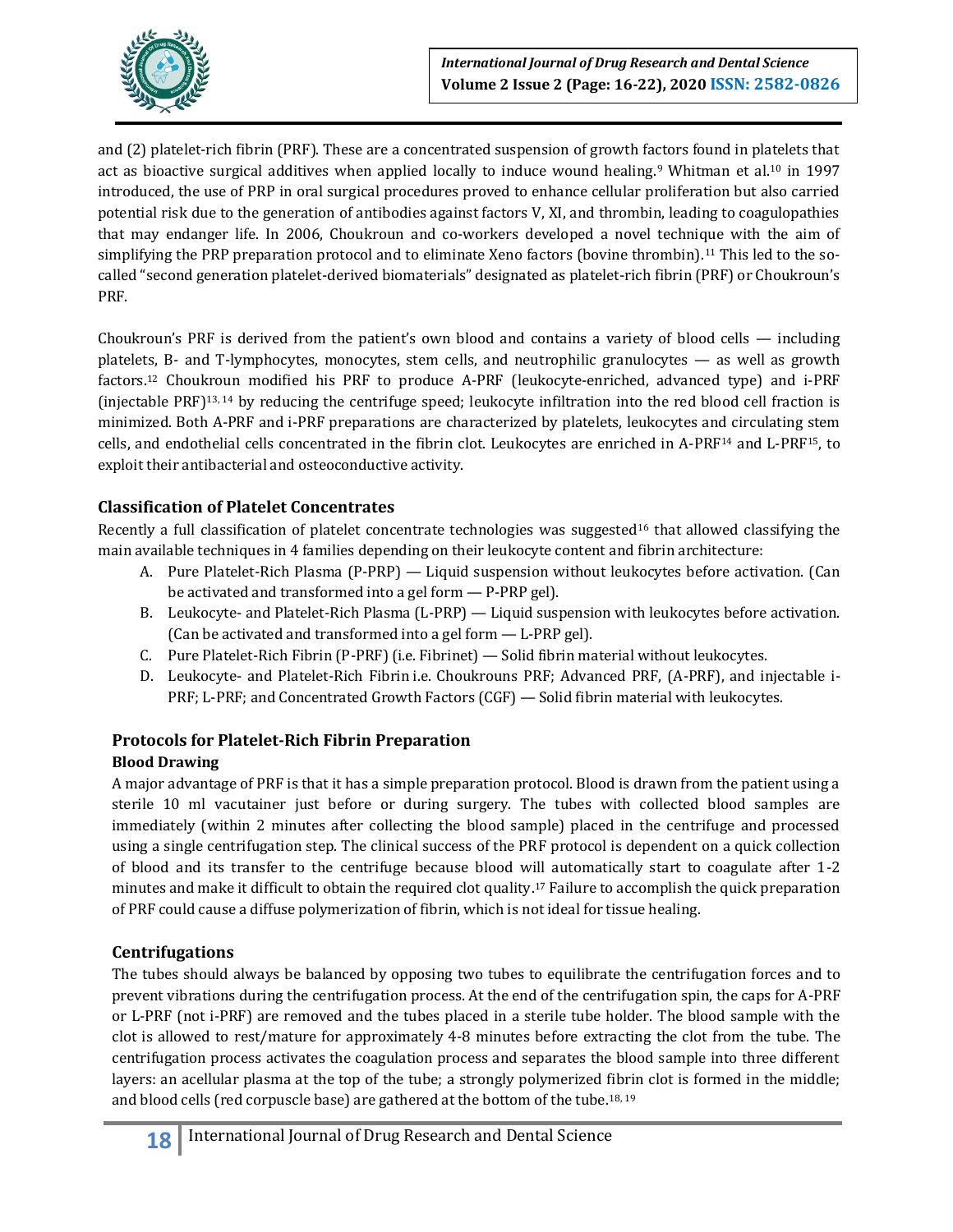and (2) platelet-rich fibrin (PRF). These are a concentrated suspension of growth factors found in platelets that act as bioactive surgical additives when applied locally to induce wound healing.[9] Whitman et al.[10] in 1997 introduced, the use of PRP in oral surgical procedures proved to enhance cellular proliferation but also carried potential risk due to the generation of antibodies against factors V, XI, and thrombin, leading to coagulopathies that may endanger life. In 2006, Choukroun and co-workers developed a novel technique with the aim of simplifying the PRP preparation protocol and to eliminate Xeno factors (bovine thrombin).[11] This led to the so-called "second generation platelet-derived biomaterials" designated as platelet-rich fibrin (PRF) or Choukroun's PRF.

Choukroun's PRF is derived from the patient's own blood and contains a variety of blood cells — including platelets, B- and T-lymphocytes, monocytes, stem cells, and neutrophilic granulocytes — as well as growth factors.[12] Choukroun modified his PRF to produce A-PRF (leukocyte-enriched, advanced type) and i-PRF (injectable PRF)[13, 14] by reducing the centrifuge speed; leukocyte infiltration into the red blood cell fraction is minimized. Both A-PRF and i-PRF preparations are characterized by platelets, leukocytes and circulating stem cells, and endothelial cells concentrated in the fibrin clot. Leukocytes are enriched in A-PRF[14] and L-PRF[15], to exploit their antibacterial and osteoconductive activity.

## Classification of Platelet Concentrates

Recently a full classification of platelet concentrate technologies was suggested[16] that allowed classifying the main available techniques in 4 families depending on their leukocyte content and fibrin architecture:

A. Pure Platelet-Rich Plasma (P-PRP) — Liquid suspension without leukocytes before activation. (Can be activated and transformed into a gel form — P-PRP gel).
B. Leukocyte- and Platelet-Rich Plasma (L-PRP) — Liquid suspension with leukocytes before activation. (Can be activated and transformed into a gel form — L-PRP gel).
C. Pure Platelet-Rich Fibrin (P-PRF) (i.e. Fibrinet) — Solid fibrin material without leukocytes.
D. Leukocyte- and Platelet-Rich Fibrin i.e. Choukrouns PRF; Advanced PRF, (A-PRF), and injectable i-PRF; L-PRF; and Concentrated Growth Factors (CGF) — Solid fibrin material with leukocytes.

## Protocols for Platelet-Rich Fibrin Preparation

### Blood Drawing

A major advantage of PRF is that it has a simple preparation protocol. Blood is drawn from the patient using a sterile 10 ml vacutainer just before or during surgery. The tubes with collected blood samples are immediately (within 2 minutes after collecting the blood sample) placed in the centrifuge and processed using a single centrifugation step. The clinical success of the PRF protocol is dependent on a quick collection of blood and its transfer to the centrifuge because blood will automatically start to coagulate after 1-2 minutes and make it difficult to obtain the required clot quality.[17] Failure to accomplish the quick preparation of PRF could cause a diffuse polymerization of fibrin, which is not ideal for tissue healing.

## Centrifugations

The tubes should always be balanced by opposing two tubes to equilibrate the centrifugation forces and to prevent vibrations during the centrifugation process. At the end of the centrifugation spin, the caps for A-PRF or L-PRF (not i-PRF) are removed and the tubes placed in a sterile tube holder. The blood sample with the clot is allowed to rest/mature for approximately 4-8 minutes before extracting the clot from the tube. The centrifugation process activates the coagulation process and separates the blood sample into three different layers: an acellular plasma at the top of the tube; a strongly polymerized fibrin clot is formed in the middle; and blood cells (red corpuscle base) are gathered at the bottom of the tube.[18, 19]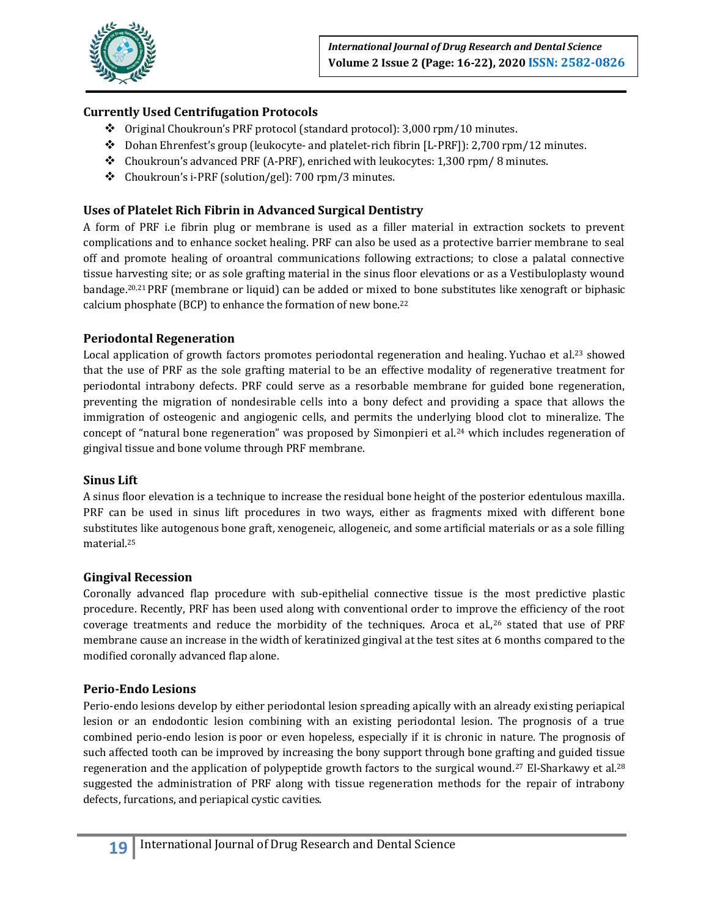### Currently Used Centrifugation Protocols

- Original Choukroun's PRF protocol (standard protocol): 3,000 rpm/10 minutes.
- Dohan Ehrenfest's group (leukocyte- and platelet-rich fibrin [L-PRF]): 2,700 rpm/12 minutes.
- Choukroun's advanced PRF (A-PRF), enriched with leukocytes: 1,300 rpm/ 8 minutes.
- Choukroun's i-PRF (solution/gel): 700 rpm/3 minutes.

### Uses of Platelet Rich Fibrin in Advanced Surgical Dentistry

A form of PRF i.e fibrin plug or membrane is used as a filler material in extraction sockets to prevent complications and to enhance socket healing. PRF can also be used as a protective barrier membrane to seal off and promote healing of oroantral communications following extractions; to close a palatal connective tissue harvesting site; or as sole grafting material in the sinus floor elevations or as a Vestibuloplasty wound bandage.[20,21] PRF (membrane or liquid) can be added or mixed to bone substitutes like xenograft or biphasic calcium phosphate (BCP) to enhance the formation of new bone.[22]

### Periodontal Regeneration

Local application of growth factors promotes periodontal regeneration and healing. Yuchao et al.[23] showed that the use of PRF as the sole grafting material to be an effective modality of regenerative treatment for periodontal intrabony defects. PRF could serve as a resorbable membrane for guided bone regeneration, preventing the migration of nondesirable cells into a bony defect and providing a space that allows the immigration of osteogenic and angiogenic cells, and permits the underlying blood clot to mineralize. The concept of "natural bone regeneration" was proposed by Simonpieri et al.[24] which includes regeneration of gingival tissue and bone volume through PRF membrane.

### Sinus Lift

A sinus floor elevation is a technique to increase the residual bone height of the posterior edentulous maxilla. PRF can be used in sinus lift procedures in two ways, either as fragments mixed with different bone substitutes like autogenous bone graft, xenogeneic, allogeneic, and some artificial materials or as a sole filling material.[25]

### Gingival Recession

Coronally advanced flap procedure with sub-epithelial connective tissue is the most predictive plastic procedure. Recently, PRF has been used along with conventional order to improve the efficiency of the root coverage treatments and reduce the morbidity of the techniques. Aroca et al.,[26] stated that use of PRF membrane cause an increase in the width of keratinized gingival at the test sites at 6 months compared to the modified coronally advanced flap alone.

### Perio-Endo Lesions

Perio-endo lesions develop by either periodontal lesion spreading apically with an already existing periapical lesion or an endodontic lesion combining with an existing periodontal lesion. The prognosis of a true combined perio-endo lesion is poor or even hopeless, especially if it is chronic in nature. The prognosis of such affected tooth can be improved by increasing the bony support through bone grafting and guided tissue regeneration and the application of polypeptide growth factors to the surgical wound.[27] El-Sharkawy et al.[28] suggested the administration of PRF along with tissue regeneration methods for the repair of intrabony defects, furcations, and periapical cystic cavities.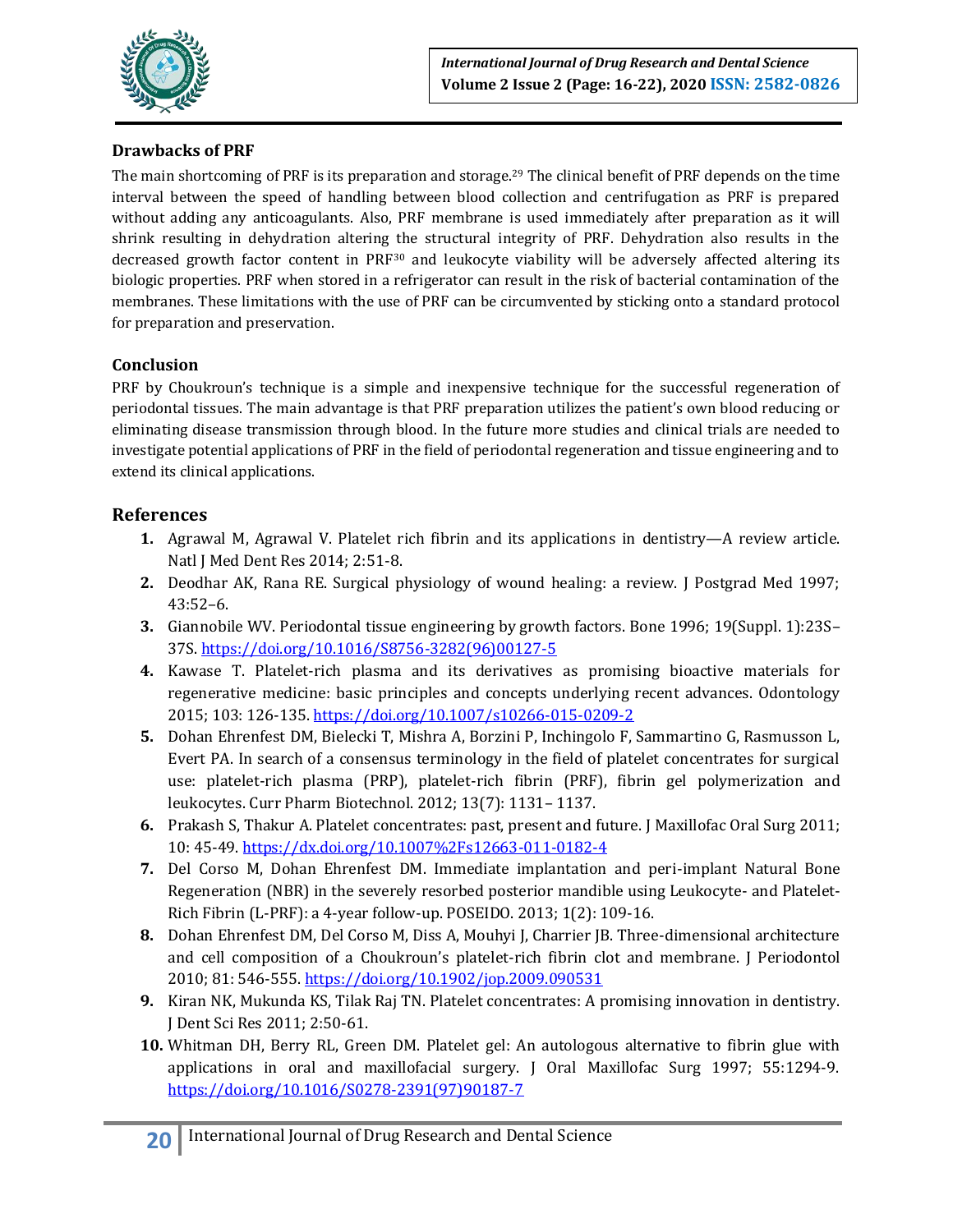### Drawbacks of PRF

The main shortcoming of PRF is its preparation and storage.[29] The clinical benefit of PRF depends on the time interval between the speed of handling between blood collection and centrifugation as PRF is prepared without adding any anticoagulants. Also, PRF membrane is used immediately after preparation as it will shrink resulting in dehydration altering the structural integrity of PRF. Dehydration also results in the decreased growth factor content in PRF[30] and leukocyte viability will be adversely affected altering its biologic properties. PRF when stored in a refrigerator can result in the risk of bacterial contamination of the membranes. These limitations with the use of PRF can be circumvented by sticking onto a standard protocol for preparation and preservation.

### Conclusion

PRF by Choukroun's technique is a simple and inexpensive technique for the successful regeneration of periodontal tissues. The main advantage is that PRF preparation utilizes the patient's own blood reducing or eliminating disease transmission through blood. In the future more studies and clinical trials are needed to investigate potential applications of PRF in the field of periodontal regeneration and tissue engineering and to extend its clinical applications.

## References

1. Agrawal M, Agrawal V. Platelet rich fibrin and its applications in dentistry—A review article. Natl J Med Dent Res 2014; 2:51-8.
2. Deodhar AK, Rana RE. Surgical physiology of wound healing: a review. J Postgrad Med 1997; 43:52–6.
3. Giannobile WV. Periodontal tissue engineering by growth factors. Bone 1996; 19(Suppl. 1):23S–37S. https://doi.org/10.1016/S8756-3282(96)00127-5
4. Kawase T. Platelet-rich plasma and its derivatives as promising bioactive materials for regenerative medicine: basic principles and concepts underlying recent advances. Odontology 2015; 103: 126-135. https://doi.org/10.1007/s10266-015-0209-2
5. Dohan Ehrenfest DM, Bielecki T, Mishra A, Borzini P, Inchingolo F, Sammartino G, Rasmusson L, Evert PA. In search of a consensus terminology in the field of platelet concentrates for surgical use: platelet-rich plasma (PRP), platelet-rich fibrin (PRF), fibrin gel polymerization and leukocytes. Curr Pharm Biotechnol. 2012; 13(7): 1131– 1137.
6. Prakash S, Thakur A. Platelet concentrates: past, present and future. J Maxillofac Oral Surg 2011; 10: 45-49. https://dx.doi.org/10.1007%2Fs12663-011-0182-4
7. Del Corso M, Dohan Ehrenfest DM. Immediate implantation and peri-implant Natural Bone Regeneration (NBR) in the severely resorbed posterior mandible using Leukocyte- and Platelet-Rich Fibrin (L-PRF): a 4-year follow-up. POSEIDO. 2013; 1(2): 109-16.
8. Dohan Ehrenfest DM, Del Corso M, Diss A, Mouhyi J, Charrier JB. Three-dimensional architecture and cell composition of a Choukroun's platelet-rich fibrin clot and membrane. J Periodontol 2010; 81: 546-555. https://doi.org/10.1902/jop.2009.090531
9. Kiran NK, Mukunda KS, Tilak Raj TN. Platelet concentrates: A promising innovation in dentistry. J Dent Sci Res 2011; 2:50-61.
10. Whitman DH, Berry RL, Green DM. Platelet gel: An autologous alternative to fibrin glue with applications in oral and maxillofacial surgery. J Oral Maxillofac Surg 1997; 55:1294-9. https://doi.org/10.1016/S0278-2391(97)90187-7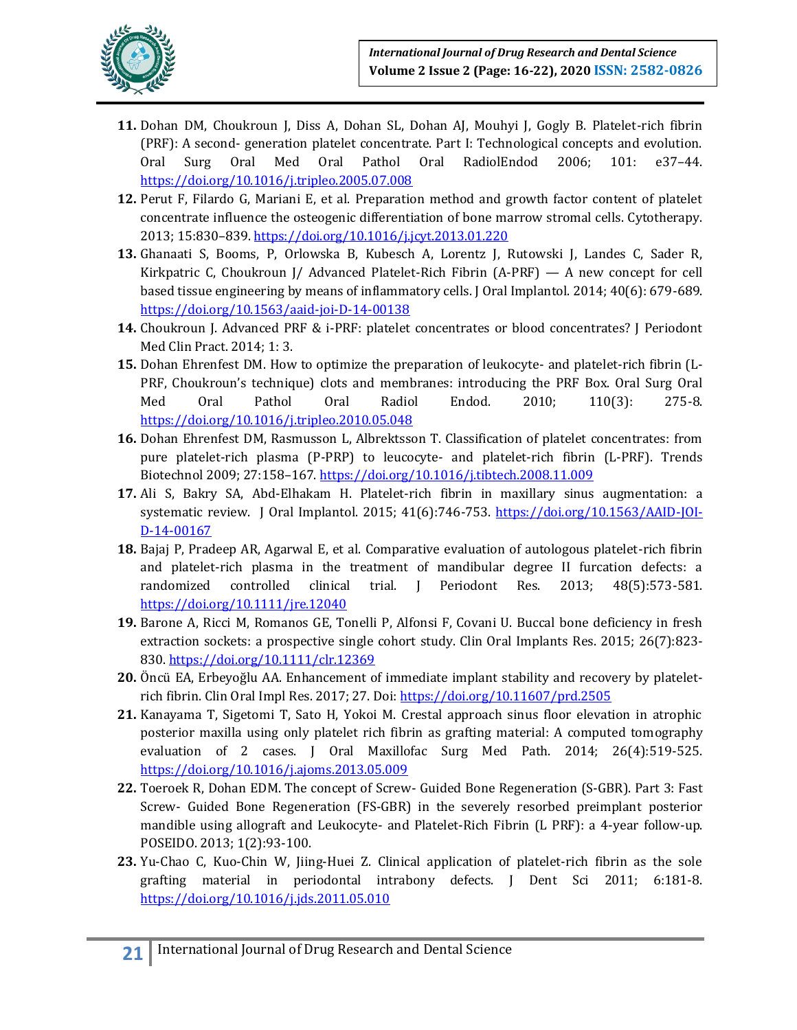11. Dohan DM, Choukroun J, Diss A, Dohan SL, Dohan AJ, Mouhyi J, Gogly B. Platelet-rich fibrin (PRF): A second- generation platelet concentrate. Part I: Technological concepts and evolution. Oral Surg Oral Med Oral Pathol Oral RadiolEndod 2006; 101: e37–44. https://doi.org/10.1016/j.tripleo.2005.07.008
12. Perut F, Filardo G, Mariani E, et al. Preparation method and growth factor content of platelet concentrate influence the osteogenic differentiation of bone marrow stromal cells. Cytotherapy. 2013; 15:830–839. https://doi.org/10.1016/j.jcyt.2013.01.220
13. Ghanaati S, Booms, P, Orlowska B, Kubesch A, Lorentz J, Rutowski J, Landes C, Sader R, Kirkpatric C, Choukroun J/ Advanced Platelet-Rich Fibrin (A-PRF) — A new concept for cell based tissue engineering by means of inflammatory cells. J Oral Implantol. 2014; 40(6): 679-689. https://doi.org/10.1563/aaid-joi-D-14-00138
14. Choukroun J. Advanced PRF & i-PRF: platelet concentrates or blood concentrates? J Periodont Med Clin Pract. 2014; 1: 3.
15. Dohan Ehrenfest DM. How to optimize the preparation of leukocyte- and platelet-rich fibrin (L-PRF, Choukroun's technique) clots and membranes: introducing the PRF Box. Oral Surg Oral Med Oral Pathol Oral Radiol Endod. 2010; 110(3): 275-8. https://doi.org/10.1016/j.tripleo.2010.05.048
16. Dohan Ehrenfest DM, Rasmusson L, Albrektsson T. Classification of platelet concentrates: from pure platelet-rich plasma (P-PRP) to leucocyte- and platelet-rich fibrin (L-PRF). Trends Biotechnol 2009; 27:158–167. https://doi.org/10.1016/j.tibtech.2008.11.009
17. Ali S, Bakry SA, Abd-Elhakam H. Platelet-rich fibrin in maxillary sinus augmentation: a systematic review. J Oral Implantol. 2015; 41(6):746-753. https://doi.org/10.1563/AAID-JOI-D-14-00167
18. Bajaj P, Pradeep AR, Agarwal E, et al. Comparative evaluation of autologous platelet-rich fibrin and platelet-rich plasma in the treatment of mandibular degree II furcation defects: a randomized controlled clinical trial. J Periodont Res. 2013; 48(5):573-581. https://doi.org/10.1111/jre.12040
19. Barone A, Ricci M, Romanos GE, Tonelli P, Alfonsi F, Covani U. Buccal bone deficiency in fresh extraction sockets: a prospective single cohort study. Clin Oral Implants Res. 2015; 26(7):823-830. https://doi.org/10.1111/clr.12369
20. Öncü EA, Erbeyoğlu AA. Enhancement of immediate implant stability and recovery by platelet-rich fibrin. Clin Oral Impl Res. 2017; 27. Doi: https://doi.org/10.11607/prd.2505
21. Kanayama T, Sigetomi T, Sato H, Yokoi M. Crestal approach sinus floor elevation in atrophic posterior maxilla using only platelet rich fibrin as grafting material: A computed tomography evaluation of 2 cases. J Oral Maxillofac Surg Med Path. 2014; 26(4):519-525. https://doi.org/10.1016/j.ajoms.2013.05.009
22. Toeroek R, Dohan EDM. The concept of Screw- Guided Bone Regeneration (S-GBR). Part 3: Fast Screw- Guided Bone Regeneration (FS-GBR) in the severely resorbed preimplant posterior mandible using allograft and Leukocyte- and Platelet-Rich Fibrin (L PRF): a 4-year follow-up. POSEIDO. 2013; 1(2):93-100.
23. Yu-Chao C, Kuo-Chin W, Jiing-Huei Z. Clinical application of platelet-rich fibrin as the sole grafting material in periodontal intrabony defects. J Dent Sci 2011; 6:181-8. https://doi.org/10.1016/j.jds.2011.05.010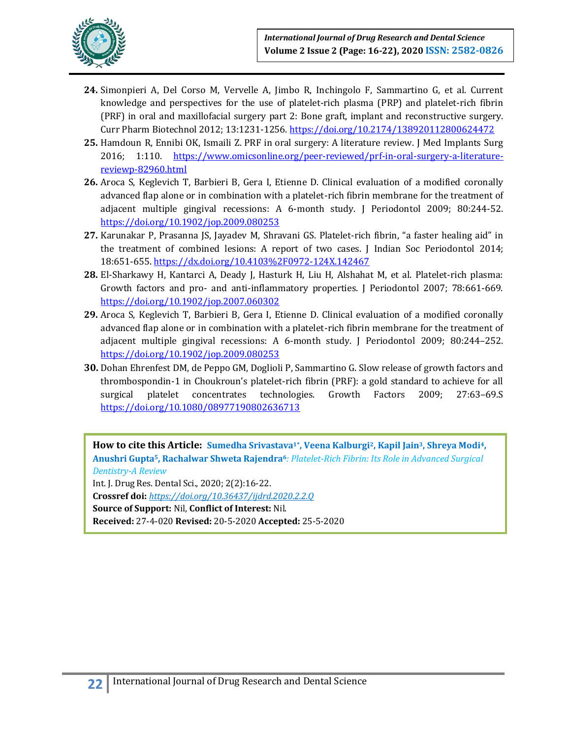24. Simonpieri A, Del Corso M, Vervelle A, Jimbo R, Inchingolo F, Sammartino G, et al. Current knowledge and perspectives for the use of platelet-rich plasma (PRP) and platelet-rich fibrin (PRF) in oral and maxillofacial surgery part 2: Bone graft, implant and reconstructive surgery. Curr Pharm Biotechnol 2012; 13:1231-1256. https://doi.org/10.2174/138920112800624472
25. Hamdoun R, Ennibi OK, Ismaili Z. PRF in oral surgery: A literature review. J Med Implants Surg 2016; 1:110. https://www.omicsonline.org/peer-reviewed/prf-in-oral-surgery-a-literature-reviewp-82960.html
26. Aroca S, Keglevich T, Barbieri B, Gera I, Etienne D. Clinical evaluation of a modified coronally advanced flap alone or in combination with a platelet-rich fibrin membrane for the treatment of adjacent multiple gingival recessions: A 6-month study. J Periodontol 2009; 80:244-52. https://doi.org/10.1902/jop.2009.080253
27. Karunakar P, Prasanna JS, Jayadev M, Shravani GS. Platelet-rich fibrin, "a faster healing aid" in the treatment of combined lesions: A report of two cases. J Indian Soc Periodontol 2014; 18:651-655. https://dx.doi.org/10.4103%2F0972-124X.142467
28. El-Sharkawy H, Kantarci A, Deady J, Hasturk H, Liu H, Alshahat M, et al. Platelet-rich plasma: Growth factors and pro- and anti-inflammatory properties. J Periodontol 2007; 78:661-669. https://doi.org/10.1902/jop.2007.060302
29. Aroca S, Keglevich T, Barbieri B, Gera I, Etienne D. Clinical evaluation of a modified coronally advanced flap alone or in combination with a platelet-rich fibrin membrane for the treatment of adjacent multiple gingival recessions: A 6-month study. J Periodontol 2009; 80:244–252. https://doi.org/10.1902/jop.2009.080253
30. Dohan Ehrenfest DM, de Peppo GM, Doglioli P, Sammartino G. Slow release of growth factors and thrombospondin-1 in Choukroun's platelet-rich fibrin (PRF): a gold standard to achieve for all surgical platelet concentrates technologies. Growth Factors 2009; 27:63–69.S https://doi.org/10.1080/08977190802636713

**How to cite this Article:** **Sumedha Srivastava[1*], Veena Kalburgi[2], Kapil Jain[3], Shreya Modi[4], Anushri Gupta[5], Rachalwar Shweta Rajendra[6]**: *Platelet-Rich Fibrin: Its Role in Advanced Surgical Dentistry-A Review*
Int. J. Drug Res. Dental Sci., 2020; 2(2):16-22.
**Crossref doi:** *https://doi.org/10.36437/ijdrd.2020.2.2.Q*
**Source of Support:** Nil, **Conflict of Interest:** Nil.
**Received:** 27-4-020 **Revised:** 20-5-2020 **Accepted:** 25-5-2020